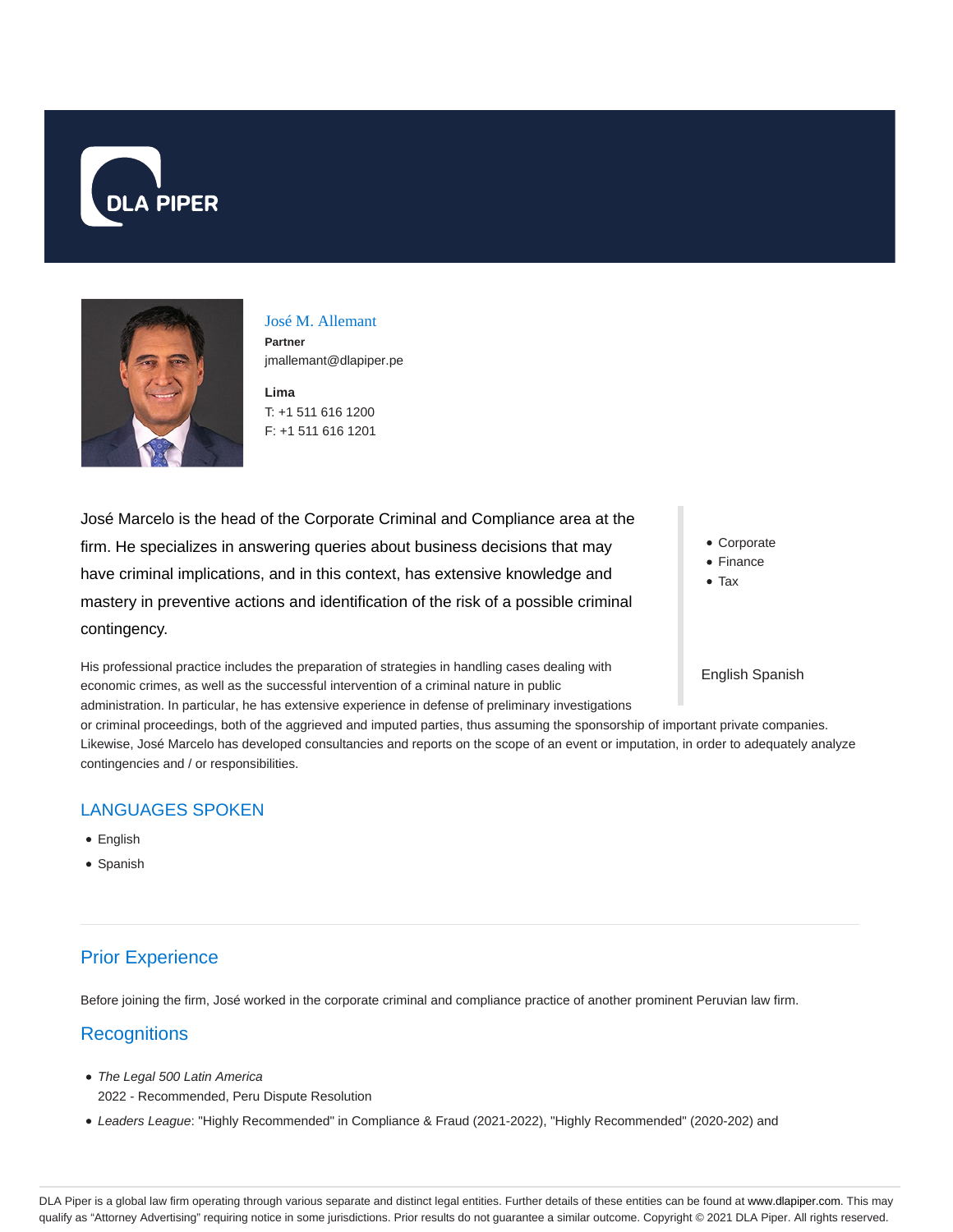José M. Allemant

**Partner**

jmallemant@dlapiper.pe

**Lima**

T: +1 511 616 1200

F: +1 511 616 1201

José Marcelo is the head of the Corporate Criminal and Compliance area at the firm. He specializes in answering queries about business decisions that may have criminal implications, and in this context, has extensive knowledge and mastery in preventive actions and identification of the risk of a possible criminal contingency.

- Corporate
- Finance
- Tax

English Spanish

His professional practice includes the preparation of strategies in handling cases dealing with economic crimes, as well as the successful intervention of a criminal nature in public administration. In particular, he has extensive experience in defense of preliminary investigations or criminal proceedings, both of the aggrieved and imputed parties, thus assuming the sponsorship of important private companies. Likewise, José Marcelo has developed consultancies and reports on the scope of an event or imputation, in order to adequately analyze contingencies and / or responsibilities.

## LANGUAGES SPOKEN

- English
- Spanish

## Prior Experience

Before joining the firm, José worked in the corporate criminal and compliance practice of another prominent Peruvian law firm.

## Recognitions

- *The Legal 500 Latin America*
  2022 - Recommended, Peru Dispute Resolution
- *Leaders League*: "Highly Recommended" in Compliance & Fraud (2021-2022), "Highly Recommended" (2020-202) and

DLA Piper is a global law firm operating through various separate and distinct legal entities. Further details of these entities can be found at www.dlapiper.com. This may qualify as "Attorney Advertising" requiring notice in some jurisdictions. Prior results do not guarantee a similar outcome. Copyright © 2021 DLA Piper. All rights reserved.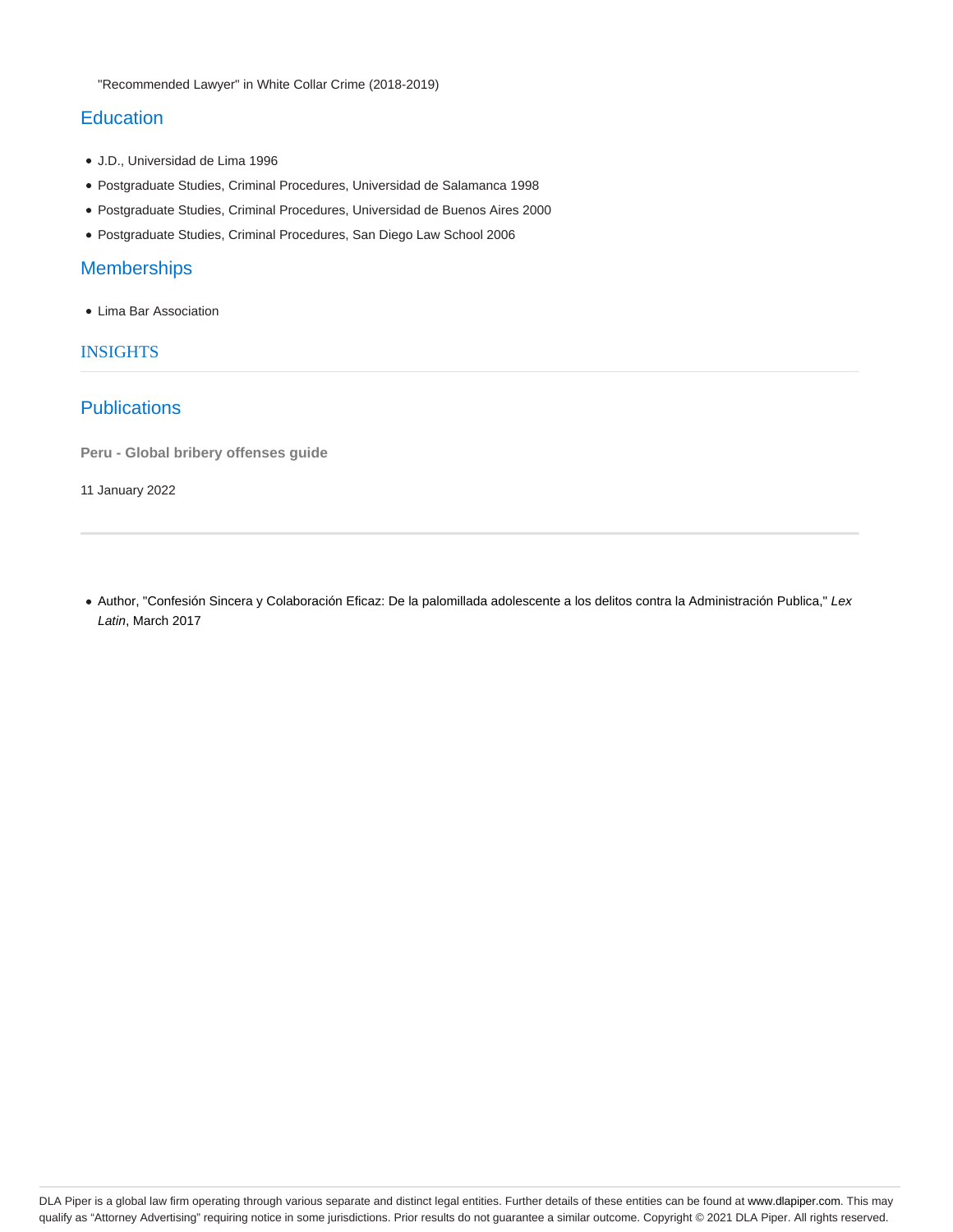"Recommended Lawyer" in White Collar Crime (2018-2019)

## Education

- J.D., Universidad de Lima 1996
- Postgraduate Studies, Criminal Procedures, Universidad de Salamanca 1998
- Postgraduate Studies, Criminal Procedures, Universidad de Buenos Aires 2000
- Postgraduate Studies, Criminal Procedures, San Diego Law School 2006

## Memberships

- Lima Bar Association

## INSIGHTS

## Publications

**Peru - Global bribery offenses guide**

11 January 2022

- Author, "Confesión Sincera y Colaboración Eficaz: De la palomillada adolescente a los delitos contra la Administración Publica," *Lex Latin*, March 2017

DLA Piper is a global law firm operating through various separate and distinct legal entities. Further details of these entities can be found at www.dlapiper.com. This may qualify as "Attorney Advertising" requiring notice in some jurisdictions. Prior results do not guarantee a similar outcome. Copyright © 2021 DLA Piper. All rights reserved.